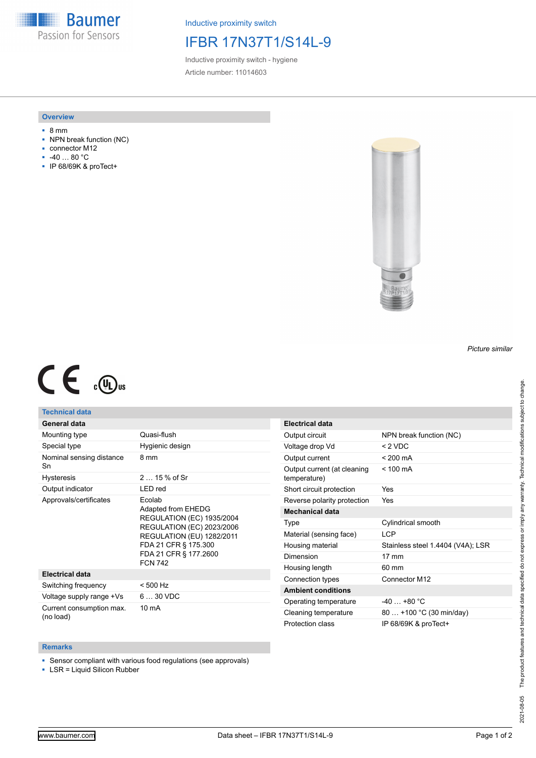Baumer
Passion for Sensors

Inductive proximity switch

# IFBR 17N37T1/S14L-9

Inductive proximity switch - hygiene

Article number: 11014603

## Overview

- 8 mm
- NPN break function (NC)
- connector M12
- -40 … 80 °C
- IP 68/69K & proTect+

*Picture similar*

## Technical data

| General data | |
|---|---|
| Mounting type | Quasi-flush |
| Special type | Hygienic design |
| Nominal sensing distance Sn | 8 mm |
| Hysteresis | 2 … 15 % of Sr |
| Output indicator | LED red |
| Approvals/certificates | Ecolab<br>Adapted from EHEDG<br>REGULATION (EC) 1935/2004<br>REGULATION (EC) 2023/2006<br>REGULATION (EU) 1282/2011<br>FDA 21 CFR § 175.300<br>FDA 21 CFR § 177.2600<br>FCN 742 |
| **Electrical data** | |
| Switching frequency | < 500 Hz |
| Voltage supply range +Vs | 6 … 30 VDC |
| Current consumption max. (no load) | 10 mA |

| Electrical data | |
|---|---|
| Output circuit | NPN break function (NC) |
| Voltage drop Vd | < 2 VDC |
| Output current | < 200 mA |
| Output current (at cleaning temperature) | < 100 mA |
| Short circuit protection | Yes |
| Reverse polarity protection | Yes |
| **Mechanical data** | |
| Type | Cylindrical smooth |
| Material (sensing face) | LCP |
| Housing material | Stainless steel 1.4404 (V4A); LSR |
| Dimension | 17 mm |
| Housing length | 60 mm |
| Connection types | Connector M12 |
| **Ambient conditions** | |
| Operating temperature | -40 … +80 °C |
| Cleaning temperature | 80 … +100 °C (30 min/day) |
| Protection class | IP 68/69K & proTect+ |

## Remarks

- Sensor compliant with various food regulations (see approvals)
- LSR = Liquid Silicon Rubber

2021-08-05 The product features and technical data specified do not express or imply any warranty. Technical modifications subject to change.

www.baumer.com

Data sheet – IFBR 17N37T1/S14L-9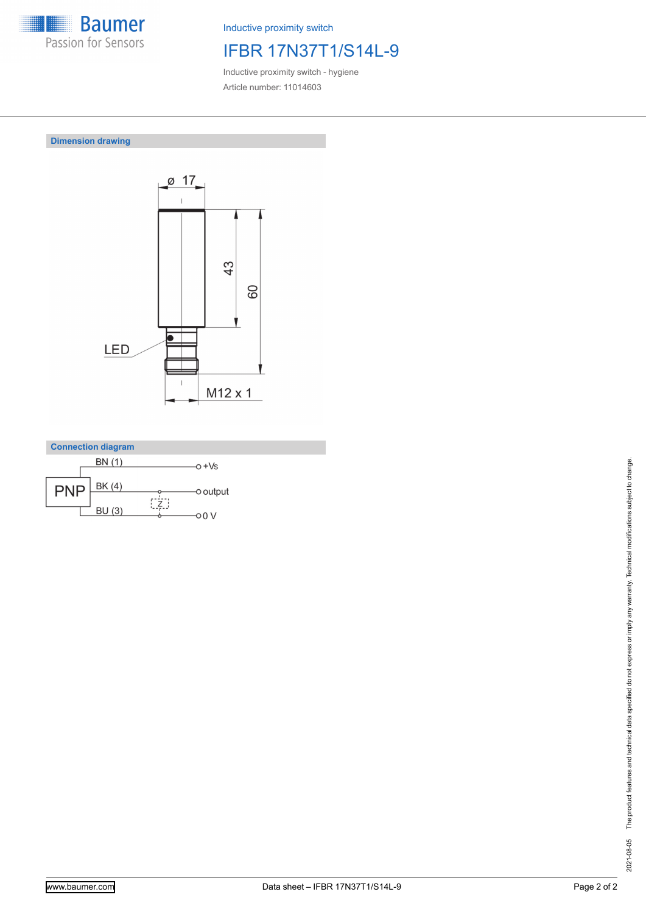Inductive proximity switch

# IFBR 17N37T1/S14L-9

Inductive proximity switch - hygiene

Article number: 11014603

## Dimension drawing

ø 17

43

60

LED

M12 x 1

## Connection diagram

PNP

BN (1)

BK (4)

BU (3)

+Vs

output

0 V

Z

The product features and technical data specified do not express or imply any warranty. Technical modifications subject to change.

2021-08-05